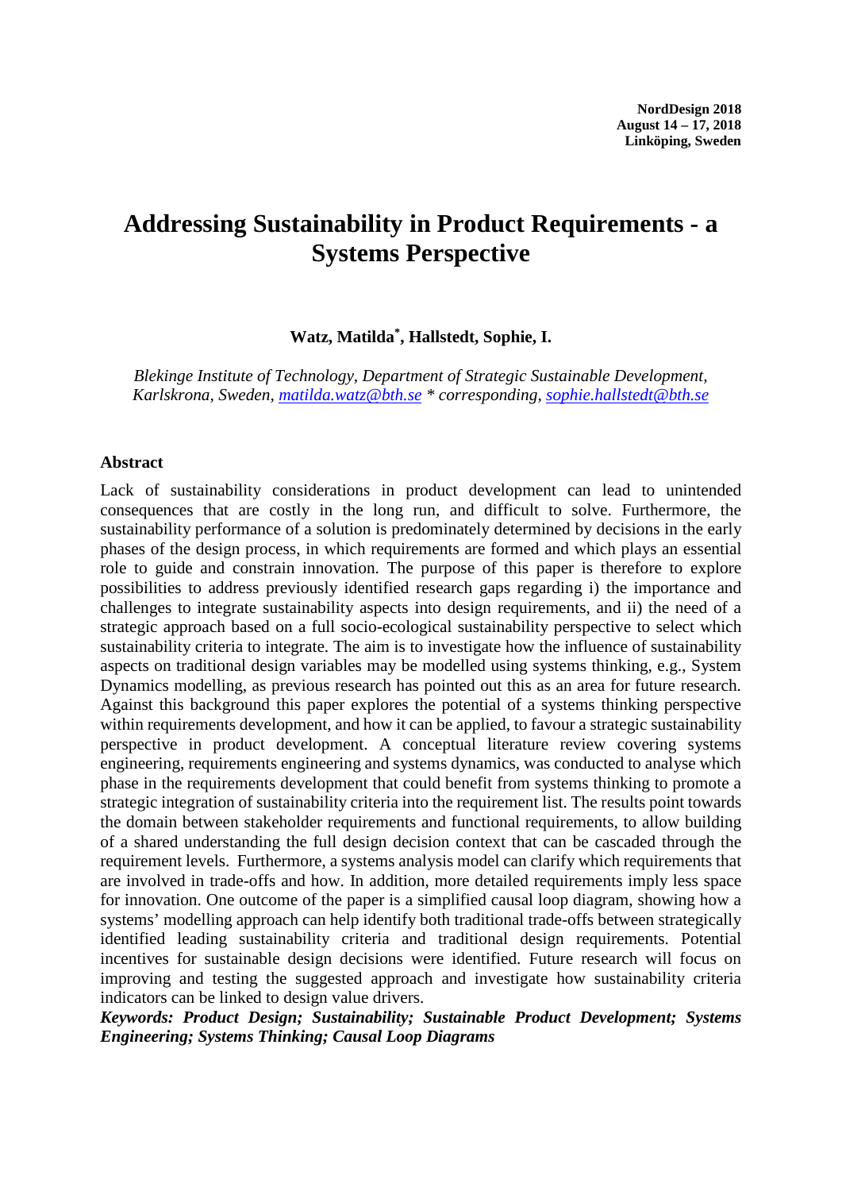NordDesign 2018
August 14 – 17, 2018
Linköping, Sweden

# Addressing Sustainability in Product Requirements - a Systems Perspective

**Watz, Matilda[*], Hallstedt, Sophie, I.**

*Blekinge Institute of Technology, Department of Strategic Sustainable Development, Karlskrona, Sweden, matilda.watz@bth.se * corresponding, sophie.hallstedt@bth.se*

## Abstract

Lack of sustainability considerations in product development can lead to unintended consequences that are costly in the long run, and difficult to solve. Furthermore, the sustainability performance of a solution is predominately determined by decisions in the early phases of the design process, in which requirements are formed and which plays an essential role to guide and constrain innovation. The purpose of this paper is therefore to explore possibilities to address previously identified research gaps regarding i) the importance and challenges to integrate sustainability aspects into design requirements, and ii) the need of a strategic approach based on a full socio-ecological sustainability perspective to select which sustainability criteria to integrate. The aim is to investigate how the influence of sustainability aspects on traditional design variables may be modelled using systems thinking, e.g., System Dynamics modelling, as previous research has pointed out this as an area for future research. Against this background this paper explores the potential of a systems thinking perspective within requirements development, and how it can be applied, to favour a strategic sustainability perspective in product development. A conceptual literature review covering systems engineering, requirements engineering and systems dynamics, was conducted to analyse which phase in the requirements development that could benefit from systems thinking to promote a strategic integration of sustainability criteria into the requirement list. The results point towards the domain between stakeholder requirements and functional requirements, to allow building of a shared understanding the full design decision context that can be cascaded through the requirement levels. Furthermore, a systems analysis model can clarify which requirements that are involved in trade-offs and how. In addition, more detailed requirements imply less space for innovation. One outcome of the paper is a simplified causal loop diagram, showing how a systems' modelling approach can help identify both traditional trade-offs between strategically identified leading sustainability criteria and traditional design requirements. Potential incentives for sustainable design decisions were identified. Future research will focus on improving and testing the suggested approach and investigate how sustainability criteria indicators can be linked to design value drivers.

***Keywords: Product Design; Sustainability; Sustainable Product Development; Systems Engineering; Systems Thinking; Causal Loop Diagrams***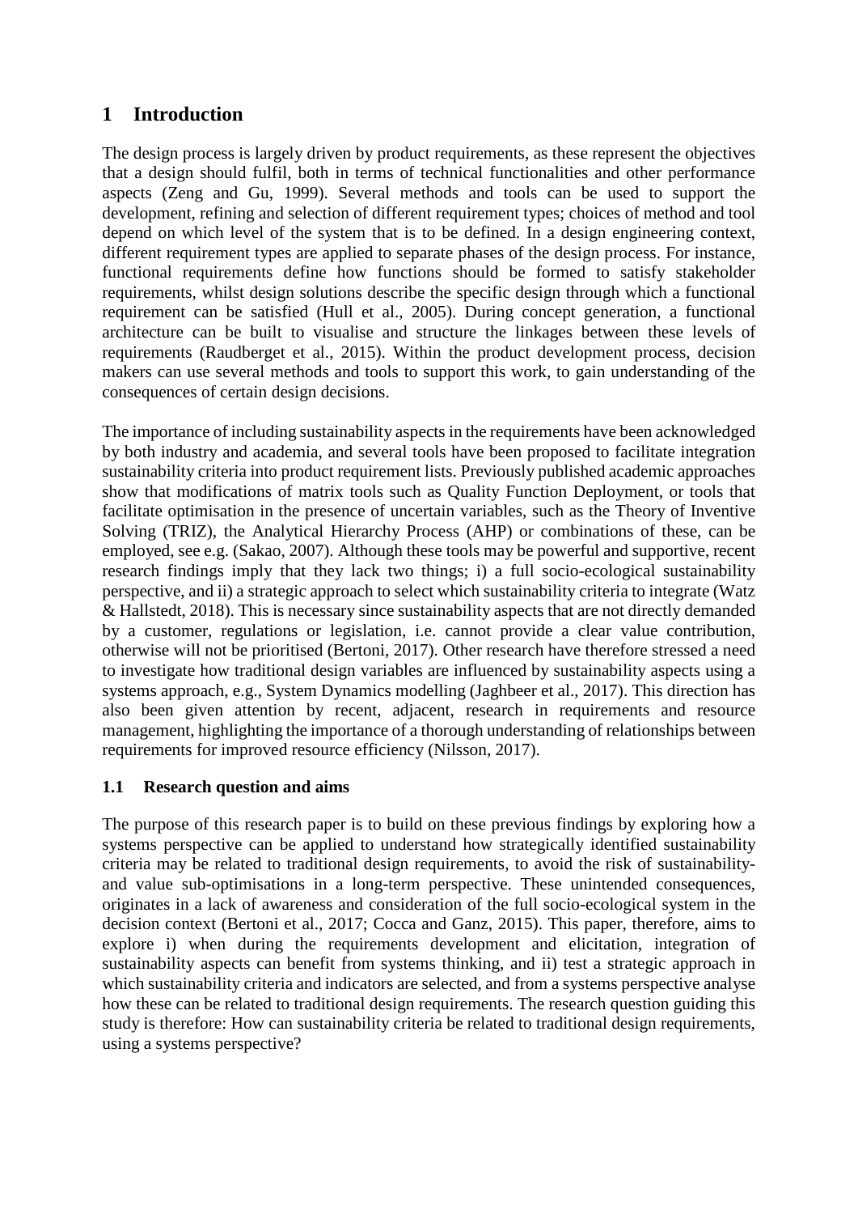# 1 Introduction

The design process is largely driven by product requirements, as these represent the objectives that a design should fulfil, both in terms of technical functionalities and other performance aspects (Zeng and Gu, 1999). Several methods and tools can be used to support the development, refining and selection of different requirement types; choices of method and tool depend on which level of the system that is to be defined. In a design engineering context, different requirement types are applied to separate phases of the design process. For instance, functional requirements define how functions should be formed to satisfy stakeholder requirements, whilst design solutions describe the specific design through which a functional requirement can be satisfied (Hull et al., 2005). During concept generation, a functional architecture can be built to visualise and structure the linkages between these levels of requirements (Raudberget et al., 2015). Within the product development process, decision makers can use several methods and tools to support this work, to gain understanding of the consequences of certain design decisions.

The importance of including sustainability aspects in the requirements have been acknowledged by both industry and academia, and several tools have been proposed to facilitate integration sustainability criteria into product requirement lists. Previously published academic approaches show that modifications of matrix tools such as Quality Function Deployment, or tools that facilitate optimisation in the presence of uncertain variables, such as the Theory of Inventive Solving (TRIZ), the Analytical Hierarchy Process (AHP) or combinations of these, can be employed, see e.g. (Sakao, 2007). Although these tools may be powerful and supportive, recent research findings imply that they lack two things; i) a full socio-ecological sustainability perspective, and ii) a strategic approach to select which sustainability criteria to integrate (Watz & Hallstedt, 2018). This is necessary since sustainability aspects that are not directly demanded by a customer, regulations or legislation, i.e. cannot provide a clear value contribution, otherwise will not be prioritised (Bertoni, 2017). Other research have therefore stressed a need to investigate how traditional design variables are influenced by sustainability aspects using a systems approach, e.g., System Dynamics modelling (Jaghbeer et al., 2017). This direction has also been given attention by recent, adjacent, research in requirements and resource management, highlighting the importance of a thorough understanding of relationships between requirements for improved resource efficiency (Nilsson, 2017).

## 1.1 Research question and aims

The purpose of this research paper is to build on these previous findings by exploring how a systems perspective can be applied to understand how strategically identified sustainability criteria may be related to traditional design requirements, to avoid the risk of sustainability- and value sub-optimisations in a long-term perspective. These unintended consequences, originates in a lack of awareness and consideration of the full socio-ecological system in the decision context (Bertoni et al., 2017; Cocca and Ganz, 2015). This paper, therefore, aims to explore i) when during the requirements development and elicitation, integration of sustainability aspects can benefit from systems thinking, and ii) test a strategic approach in which sustainability criteria and indicators are selected, and from a systems perspective analyse how these can be related to traditional design requirements. The research question guiding this study is therefore: How can sustainability criteria be related to traditional design requirements, using a systems perspective?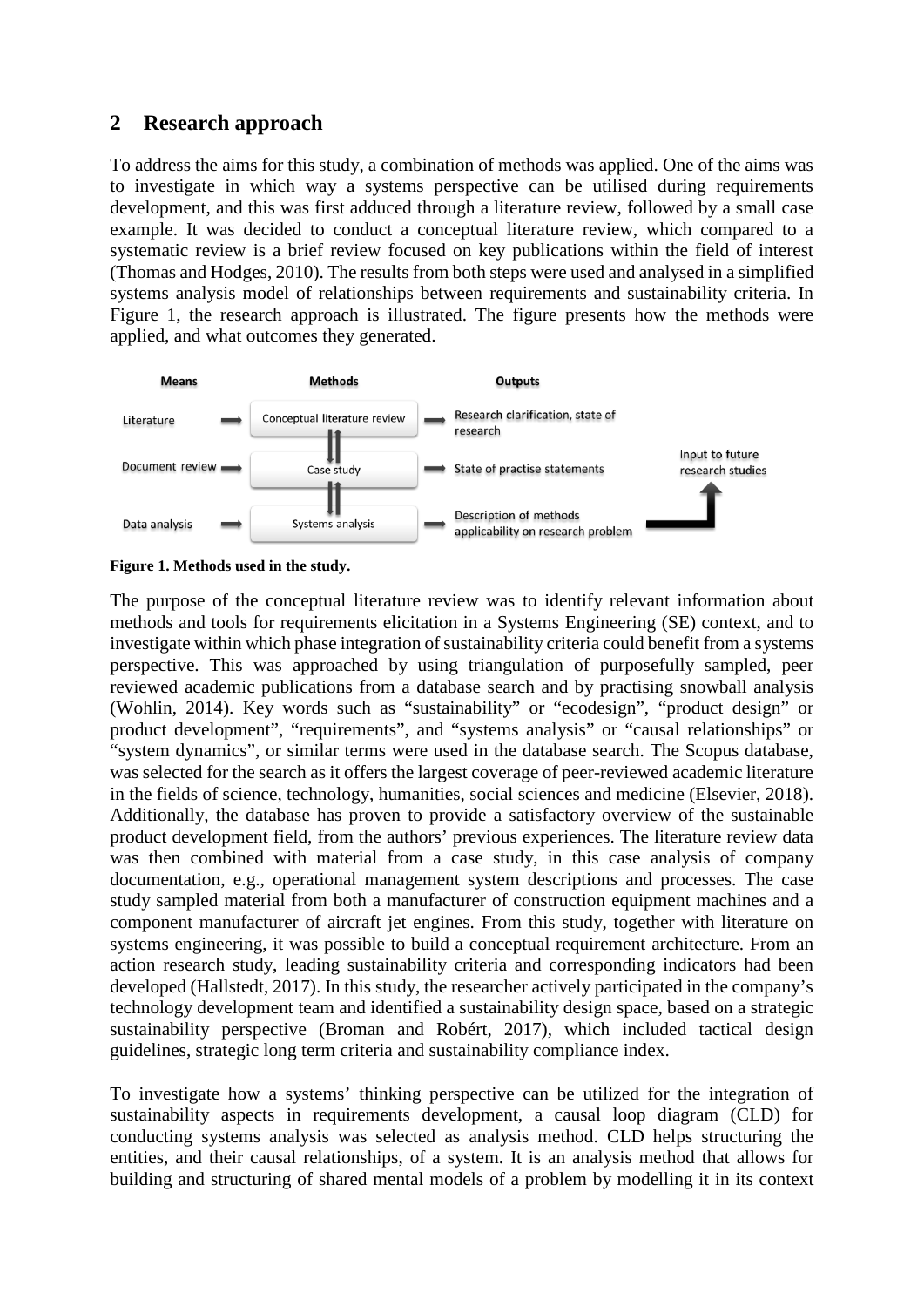## 2 Research approach

To address the aims for this study, a combination of methods was applied. One of the aims was to investigate in which way a systems perspective can be utilised during requirements development, and this was first adduced through a literature review, followed by a small case example. It was decided to conduct a conceptual literature review, which compared to a systematic review is a brief review focused on key publications within the field of interest (Thomas and Hodges, 2010). The results from both steps were used and analysed in a simplified systems analysis model of relationships between requirements and sustainability criteria. In Figure 1, the research approach is illustrated. The figure presents how the methods were applied, and what outcomes they generated.

| Means | Methods | Outputs | |
|---|---|---|---|
| Literature | Conceptual literature review | Research clarification, state of research | |
| Document review | Case study | State of practise statements | Input to future research studies |
| Data analysis | Systems analysis | Description of methods applicability on research problem | |

**Figure 1. Methods used in the study.**

The purpose of the conceptual literature review was to identify relevant information about methods and tools for requirements elicitation in a Systems Engineering (SE) context, and to investigate within which phase integration of sustainability criteria could benefit from a systems perspective. This was approached by using triangulation of purposefully sampled, peer reviewed academic publications from a database search and by practising snowball analysis (Wohlin, 2014). Key words such as "sustainability" or "ecodesign", "product design" or product development", "requirements", and "systems analysis" or "causal relationships" or "system dynamics", or similar terms were used in the database search. The Scopus database, was selected for the search as it offers the largest coverage of peer-reviewed academic literature in the fields of science, technology, humanities, social sciences and medicine (Elsevier, 2018). Additionally, the database has proven to provide a satisfactory overview of the sustainable product development field, from the authors' previous experiences. The literature review data was then combined with material from a case study, in this case analysis of company documentation, e.g., operational management system descriptions and processes. The case study sampled material from both a manufacturer of construction equipment machines and a component manufacturer of aircraft jet engines. From this study, together with literature on systems engineering, it was possible to build a conceptual requirement architecture. From an action research study, leading sustainability criteria and corresponding indicators had been developed (Hallstedt, 2017). In this study, the researcher actively participated in the company's technology development team and identified a sustainability design space, based on a strategic sustainability perspective (Broman and Robért, 2017), which included tactical design guidelines, strategic long term criteria and sustainability compliance index.

To investigate how a systems' thinking perspective can be utilized for the integration of sustainability aspects in requirements development, a causal loop diagram (CLD) for conducting systems analysis was selected as analysis method. CLD helps structuring the entities, and their causal relationships, of a system. It is an analysis method that allows for building and structuring of shared mental models of a problem by modelling it in its context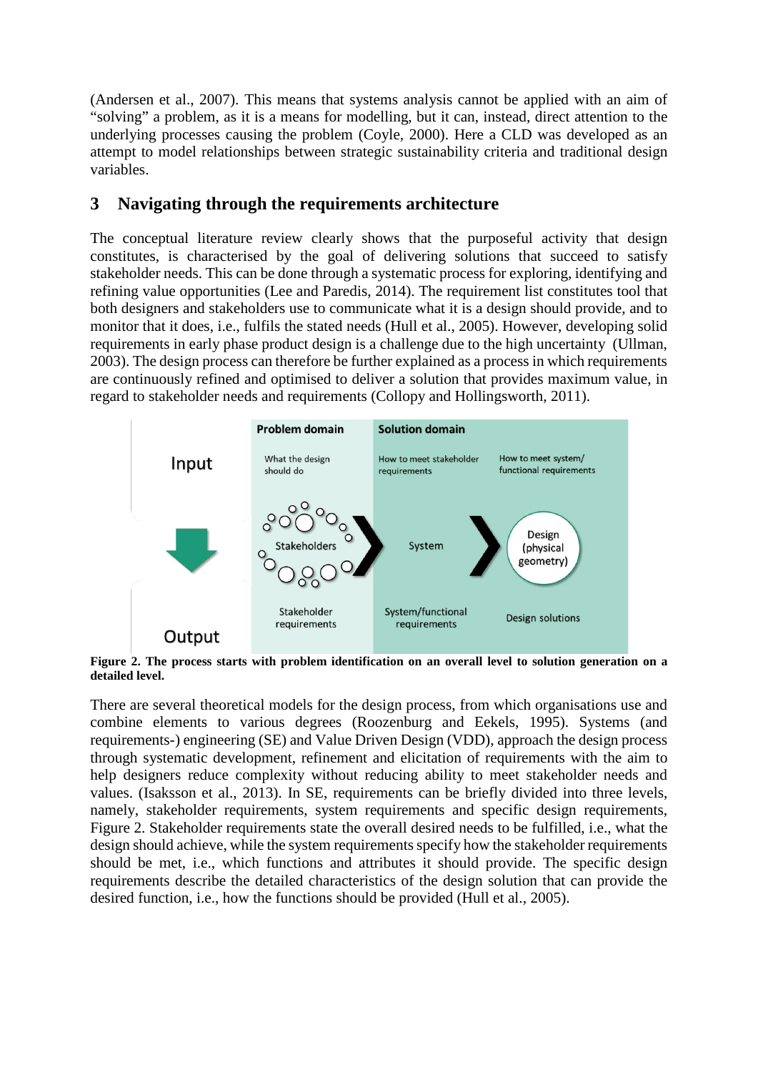(Andersen et al., 2007). This means that systems analysis cannot be applied with an aim of “solving” a problem, as it is a means for modelling, but it can, instead, direct attention to the underlying processes causing the problem (Coyle, 2000). Here a CLD was developed as an attempt to model relationships between strategic sustainability criteria and traditional design variables.

## 3 Navigating through the requirements architecture

The conceptual literature review clearly shows that the purposeful activity that design constitutes, is characterised by the goal of delivering solutions that succeed to satisfy stakeholder needs. This can be done through a systematic process for exploring, identifying and refining value opportunities (Lee and Paredis, 2014). The requirement list constitutes tool that both designers and stakeholders use to communicate what it is a design should provide, and to monitor that it does, i.e., fulfils the stated needs (Hull et al., 2005). However, developing solid requirements in early phase product design is a challenge due to the high uncertainty (Ullman, 2003). The design process can therefore be further explained as a process in which requirements are continuously refined and optimised to deliver a solution that provides maximum value, in regard to stakeholder needs and requirements (Collopy and Hollingsworth, 2011).

**Figure 2. The process starts with problem identification on an overall level to solution generation on a detailed level.**

There are several theoretical models for the design process, from which organisations use and combine elements to various degrees (Roozenburg and Eekels, 1995). Systems (and requirements-) engineering (SE) and Value Driven Design (VDD), approach the design process through systematic development, refinement and elicitation of requirements with the aim to help designers reduce complexity without reducing ability to meet stakeholder needs and values. (Isaksson et al., 2013). In SE, requirements can be briefly divided into three levels, namely, stakeholder requirements, system requirements and specific design requirements, Figure 2. Stakeholder requirements state the overall desired needs to be fulfilled, i.e., what the design should achieve, while the system requirements specify how the stakeholder requirements should be met, i.e., which functions and attributes it should provide. The specific design requirements describe the detailed characteristics of the design solution that can provide the desired function, i.e., how the functions should be provided (Hull et al., 2005).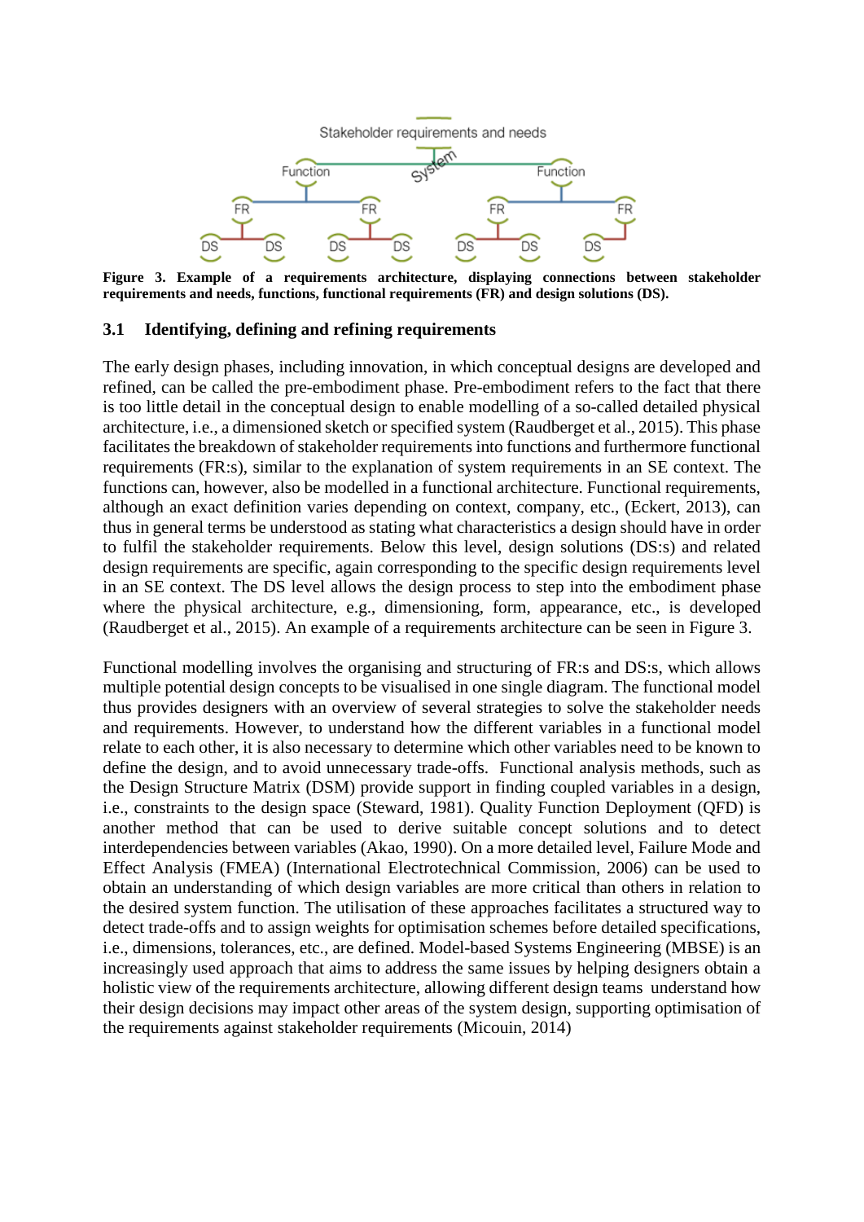**Figure 3. Example of a requirements architecture, displaying connections between stakeholder requirements and needs, functions, functional requirements (FR) and design solutions (DS).**

### 3.1 Identifying, defining and refining requirements

The early design phases, including innovation, in which conceptual designs are developed and refined, can be called the pre-embodiment phase. Pre-embodiment refers to the fact that there is too little detail in the conceptual design to enable modelling of a so-called detailed physical architecture, i.e., a dimensioned sketch or specified system (Raudberget et al., 2015). This phase facilitates the breakdown of stakeholder requirements into functions and furthermore functional requirements (FR:s), similar to the explanation of system requirements in an SE context. The functions can, however, also be modelled in a functional architecture. Functional requirements, although an exact definition varies depending on context, company, etc., (Eckert, 2013), can thus in general terms be understood as stating what characteristics a design should have in order to fulfil the stakeholder requirements. Below this level, design solutions (DS:s) and related design requirements are specific, again corresponding to the specific design requirements level in an SE context. The DS level allows the design process to step into the embodiment phase where the physical architecture, e.g., dimensioning, form, appearance, etc., is developed (Raudberget et al., 2015). An example of a requirements architecture can be seen in Figure 3.

Functional modelling involves the organising and structuring of FR:s and DS:s, which allows multiple potential design concepts to be visualised in one single diagram. The functional model thus provides designers with an overview of several strategies to solve the stakeholder needs and requirements. However, to understand how the different variables in a functional model relate to each other, it is also necessary to determine which other variables need to be known to define the design, and to avoid unnecessary trade-offs. Functional analysis methods, such as the Design Structure Matrix (DSM) provide support in finding coupled variables in a design, i.e., constraints to the design space (Steward, 1981). Quality Function Deployment (QFD) is another method that can be used to derive suitable concept solutions and to detect interdependencies between variables (Akao, 1990). On a more detailed level, Failure Mode and Effect Analysis (FMEA) (International Electrotechnical Commission, 2006) can be used to obtain an understanding of which design variables are more critical than others in relation to the desired system function. The utilisation of these approaches facilitates a structured way to detect trade-offs and to assign weights for optimisation schemes before detailed specifications, i.e., dimensions, tolerances, etc., are defined. Model-based Systems Engineering (MBSE) is an increasingly used approach that aims to address the same issues by helping designers obtain a holistic view of the requirements architecture, allowing different design teams understand how their design decisions may impact other areas of the system design, supporting optimisation of the requirements against stakeholder requirements (Micouin, 2014)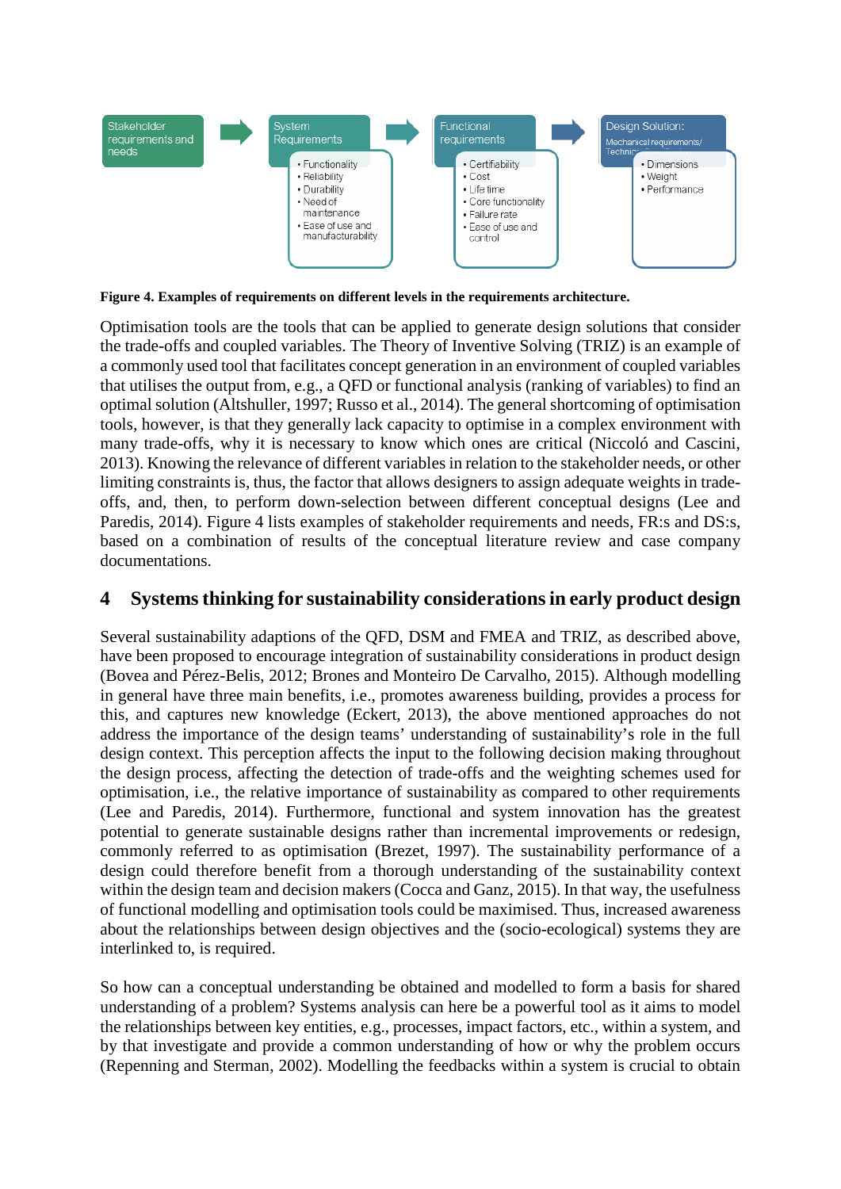Stakeholder requirements and needs

System Requirements
- Functionality
- Reliability
- Durability
- Need of maintenance
- Ease of use and manufacturability

Functional requirements
- Certifiability
- Cost
- Life time
- Core functionality
- Failure rate
- Ease of use and control

Design Solution: Mechanical requirements/ Technic...
- Dimensions
- Weight
- Performance

**Figure 4. Examples of requirements on different levels in the requirements architecture.**

Optimisation tools are the tools that can be applied to generate design solutions that consider the trade-offs and coupled variables. The Theory of Inventive Solving (TRIZ) is an example of a commonly used tool that facilitates concept generation in an environment of coupled variables that utilises the output from, e.g., a QFD or functional analysis (ranking of variables) to find an optimal solution (Altshuller, 1997; Russo et al., 2014). The general shortcoming of optimisation tools, however, is that they generally lack capacity to optimise in a complex environment with many trade-offs, why it is necessary to know which ones are critical (Niccoló and Cascini, 2013). Knowing the relevance of different variables in relation to the stakeholder needs, or other limiting constraints is, thus, the factor that allows designers to assign adequate weights in trade-offs, and, then, to perform down-selection between different conceptual designs (Lee and Paredis, 2014). Figure 4 lists examples of stakeholder requirements and needs, FR:s and DS:s, based on a combination of results of the conceptual literature review and case company documentations.

## 4 Systems thinking for sustainability considerations in early product design

Several sustainability adaptions of the QFD, DSM and FMEA and TRIZ, as described above, have been proposed to encourage integration of sustainability considerations in product design (Bovea and Pérez-Belis, 2012; Brones and Monteiro De Carvalho, 2015). Although modelling in general have three main benefits, i.e., promotes awareness building, provides a process for this, and captures new knowledge (Eckert, 2013), the above mentioned approaches do not address the importance of the design teams' understanding of sustainability's role in the full design context. This perception affects the input to the following decision making throughout the design process, affecting the detection of trade-offs and the weighting schemes used for optimisation, i.e., the relative importance of sustainability as compared to other requirements (Lee and Paredis, 2014). Furthermore, functional and system innovation has the greatest potential to generate sustainable designs rather than incremental improvements or redesign, commonly referred to as optimisation (Brezet, 1997). The sustainability performance of a design could therefore benefit from a thorough understanding of the sustainability context within the design team and decision makers (Cocca and Ganz, 2015). In that way, the usefulness of functional modelling and optimisation tools could be maximised. Thus, increased awareness about the relationships between design objectives and the (socio-ecological) systems they are interlinked to, is required.

So how can a conceptual understanding be obtained and modelled to form a basis for shared understanding of a problem? Systems analysis can here be a powerful tool as it aims to model the relationships between key entities, e.g., processes, impact factors, etc., within a system, and by that investigate and provide a common understanding of how or why the problem occurs (Repenning and Sterman, 2002). Modelling the feedbacks within a system is crucial to obtain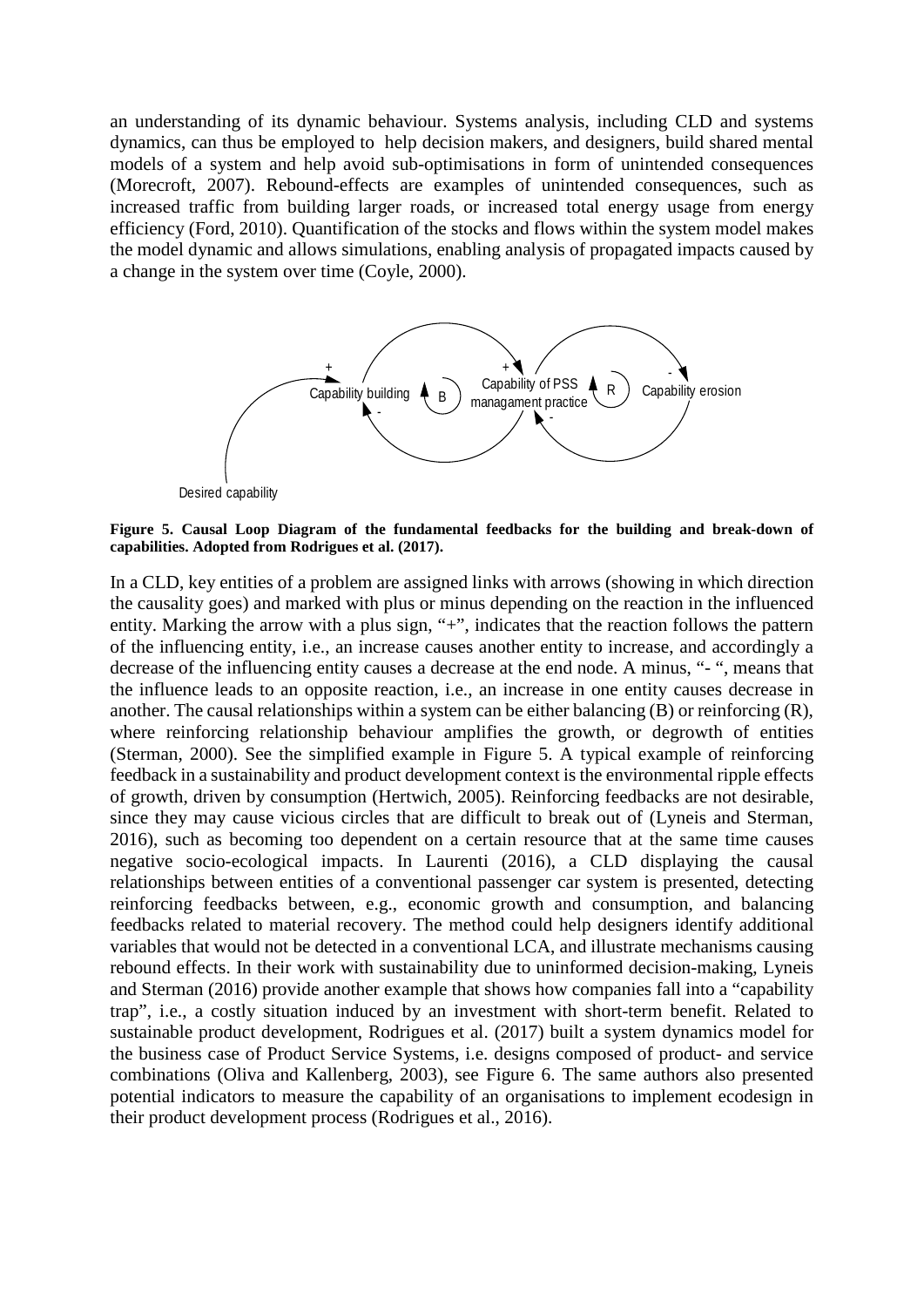an understanding of its dynamic behaviour. Systems analysis, including CLD and systems dynamics, can thus be employed to help decision makers, and designers, build shared mental models of a system and help avoid sub-optimisations in form of unintended consequences (Morecroft, 2007). Rebound-effects are examples of unintended consequences, such as increased traffic from building larger roads, or increased total energy usage from energy efficiency (Ford, 2010). Quantification of the stocks and flows within the system model makes the model dynamic and allows simulations, enabling analysis of propagated impacts caused by a change in the system over time (Coyle, 2000).

**Figure 5. Causal Loop Diagram of the fundamental feedbacks for the building and break-down of capabilities. Adopted from Rodrigues et al. (2017).**

In a CLD, key entities of a problem are assigned links with arrows (showing in which direction the causality goes) and marked with plus or minus depending on the reaction in the influenced entity. Marking the arrow with a plus sign, "+", indicates that the reaction follows the pattern of the influencing entity, i.e., an increase causes another entity to increase, and accordingly a decrease of the influencing entity causes a decrease at the end node. A minus, "- ", means that the influence leads to an opposite reaction, i.e., an increase in one entity causes decrease in another. The causal relationships within a system can be either balancing (B) or reinforcing (R), where reinforcing relationship behaviour amplifies the growth, or degrowth of entities (Sterman, 2000). See the simplified example in Figure 5. A typical example of reinforcing feedback in a sustainability and product development context is the environmental ripple effects of growth, driven by consumption (Hertwich, 2005). Reinforcing feedbacks are not desirable, since they may cause vicious circles that are difficult to break out of (Lyneis and Sterman, 2016), such as becoming too dependent on a certain resource that at the same time causes negative socio-ecological impacts. In Laurenti (2016), a CLD displaying the causal relationships between entities of a conventional passenger car system is presented, detecting reinforcing feedbacks between, e.g., economic growth and consumption, and balancing feedbacks related to material recovery. The method could help designers identify additional variables that would not be detected in a conventional LCA, and illustrate mechanisms causing rebound effects. In their work with sustainability due to uninformed decision-making, Lyneis and Sterman (2016) provide another example that shows how companies fall into a "capability trap", i.e., a costly situation induced by an investment with short-term benefit. Related to sustainable product development, Rodrigues et al. (2017) built a system dynamics model for the business case of Product Service Systems, i.e. designs composed of product- and service combinations (Oliva and Kallenberg, 2003), see Figure 6. The same authors also presented potential indicators to measure the capability of an organisations to implement ecodesign in their product development process (Rodrigues et al., 2016).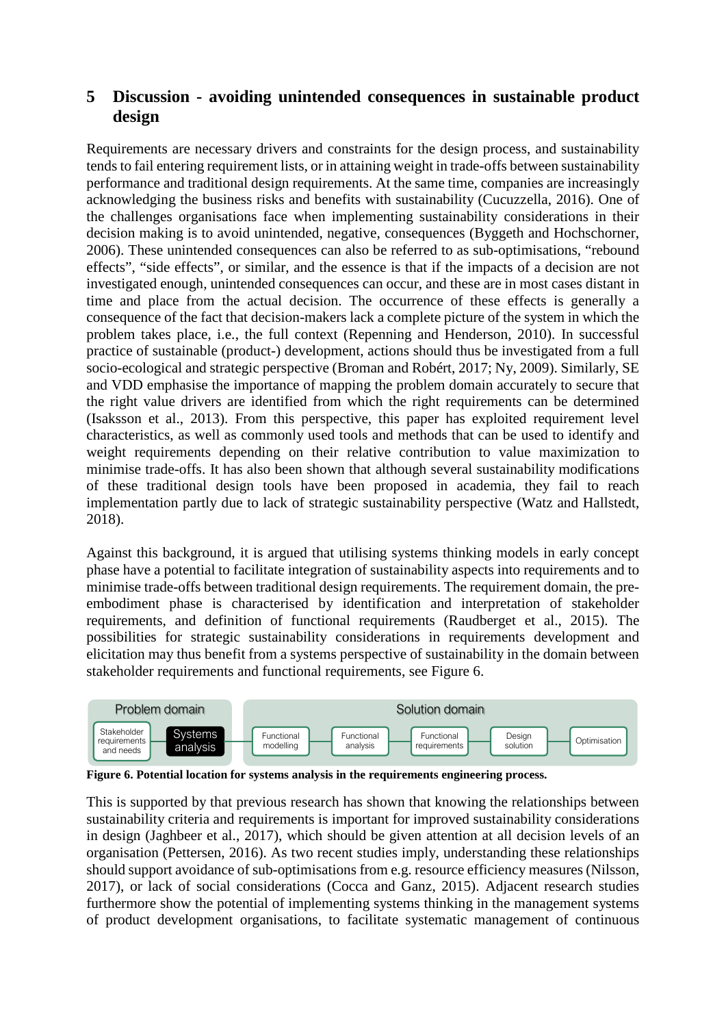## 5 Discussion - avoiding unintended consequences in sustainable product design

Requirements are necessary drivers and constraints for the design process, and sustainability tends to fail entering requirement lists, or in attaining weight in trade-offs between sustainability performance and traditional design requirements. At the same time, companies are increasingly acknowledging the business risks and benefits with sustainability (Cucuzzella, 2016). One of the challenges organisations face when implementing sustainability considerations in their decision making is to avoid unintended, negative, consequences (Byggeth and Hochschorner, 2006). These unintended consequences can also be referred to as sub-optimisations, "rebound effects", "side effects", or similar, and the essence is that if the impacts of a decision are not investigated enough, unintended consequences can occur, and these are in most cases distant in time and place from the actual decision. The occurrence of these effects is generally a consequence of the fact that decision-makers lack a complete picture of the system in which the problem takes place, i.e., the full context (Repenning and Henderson, 2010). In successful practice of sustainable (product-) development, actions should thus be investigated from a full socio-ecological and strategic perspective (Broman and Robért, 2017; Ny, 2009). Similarly, SE and VDD emphasise the importance of mapping the problem domain accurately to secure that the right value drivers are identified from which the right requirements can be determined (Isaksson et al., 2013). From this perspective, this paper has exploited requirement level characteristics, as well as commonly used tools and methods that can be used to identify and weight requirements depending on their relative contribution to value maximization to minimise trade-offs. It has also been shown that although several sustainability modifications of these traditional design tools have been proposed in academia, they fail to reach implementation partly due to lack of strategic sustainability perspective (Watz and Hallstedt, 2018).

Against this background, it is argued that utilising systems thinking models in early concept phase have a potential to facilitate integration of sustainability aspects into requirements and to minimise trade-offs between traditional design requirements. The requirement domain, the pre-embodiment phase is characterised by identification and interpretation of stakeholder requirements, and definition of functional requirements (Raudberget et al., 2015). The possibilities for strategic sustainability considerations in requirements development and elicitation may thus benefit from a systems perspective of sustainability in the domain between stakeholder requirements and functional requirements, see Figure 6.

**Figure 6. Potential location for systems analysis in the requirements engineering process.**

This is supported by that previous research has shown that knowing the relationships between sustainability criteria and requirements is important for improved sustainability considerations in design (Jaghbeer et al., 2017), which should be given attention at all decision levels of an organisation (Pettersen, 2016). As two recent studies imply, understanding these relationships should support avoidance of sub-optimisations from e.g. resource efficiency measures (Nilsson, 2017), or lack of social considerations (Cocca and Ganz, 2015). Adjacent research studies furthermore show the potential of implementing systems thinking in the management systems of product development organisations, to facilitate systematic management of continuous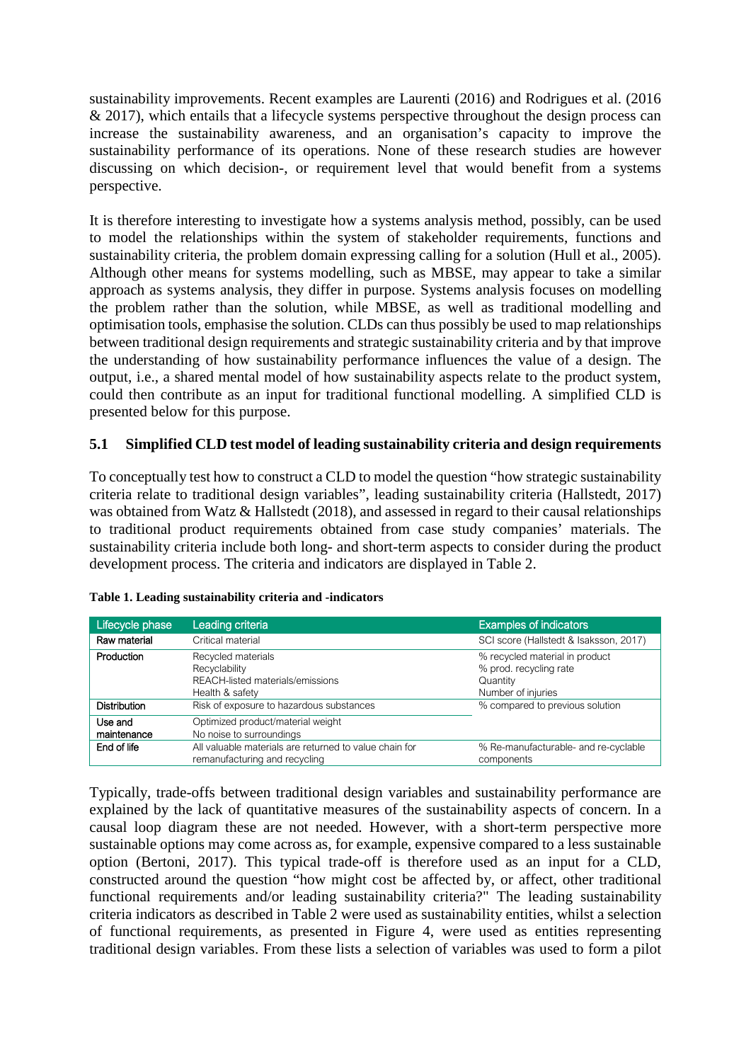sustainability improvements. Recent examples are Laurenti (2016) and Rodrigues et al. (2016 & 2017), which entails that a lifecycle systems perspective throughout the design process can increase the sustainability awareness, and an organisation's capacity to improve the sustainability performance of its operations. None of these research studies are however discussing on which decision-, or requirement level that would benefit from a systems perspective.

It is therefore interesting to investigate how a systems analysis method, possibly, can be used to model the relationships within the system of stakeholder requirements, functions and sustainability criteria, the problem domain expressing calling for a solution (Hull et al., 2005). Although other means for systems modelling, such as MBSE, may appear to take a similar approach as systems analysis, they differ in purpose. Systems analysis focuses on modelling the problem rather than the solution, while MBSE, as well as traditional modelling and optimisation tools, emphasise the solution. CLDs can thus possibly be used to map relationships between traditional design requirements and strategic sustainability criteria and by that improve the understanding of how sustainability performance influences the value of a design. The output, i.e., a shared mental model of how sustainability aspects relate to the product system, could then contribute as an input for traditional functional modelling. A simplified CLD is presented below for this purpose.

### 5.1 Simplified CLD test model of leading sustainability criteria and design requirements

To conceptually test how to construct a CLD to model the question "how strategic sustainability criteria relate to traditional design variables", leading sustainability criteria (Hallstedt, 2017) was obtained from Watz & Hallstedt (2018), and assessed in regard to their causal relationships to traditional product requirements obtained from case study companies' materials. The sustainability criteria include both long- and short-term aspects to consider during the product development process. The criteria and indicators are displayed in Table 2.

**Table 1. Leading sustainability criteria and -indicators**

| Lifecycle phase | Leading criteria | Examples of indicators |
|---|---|---|
| Raw material | Critical material | SCI score (Hallstedt & Isaksson, 2017) |
| Production | Recycled materials<br>Recyclability<br>REACH-listed materials/emissions<br>Health & safety | % recycled material in product<br>% prod. recycling rate<br>Quantity<br>Number of injuries |
| Distribution | Risk of exposure to hazardous substances | % compared to previous solution |
| Use and maintenance | Optimized product/material weight<br>No noise to surroundings | |
| End of life | All valuable materials are returned to value chain for remanufacturing and recycling | % Re-manufacturable- and re-cyclable components |

Typically, trade-offs between traditional design variables and sustainability performance are explained by the lack of quantitative measures of the sustainability aspects of concern. In a causal loop diagram these are not needed. However, with a short-term perspective more sustainable options may come across as, for example, expensive compared to a less sustainable option (Bertoni, 2017). This typical trade-off is therefore used as an input for a CLD, constructed around the question "how might cost be affected by, or affect, other traditional functional requirements and/or leading sustainability criteria?" The leading sustainability criteria indicators as described in Table 2 were used as sustainability entities, whilst a selection of functional requirements, as presented in Figure 4, were used as entities representing traditional design variables. From these lists a selection of variables was used to form a pilot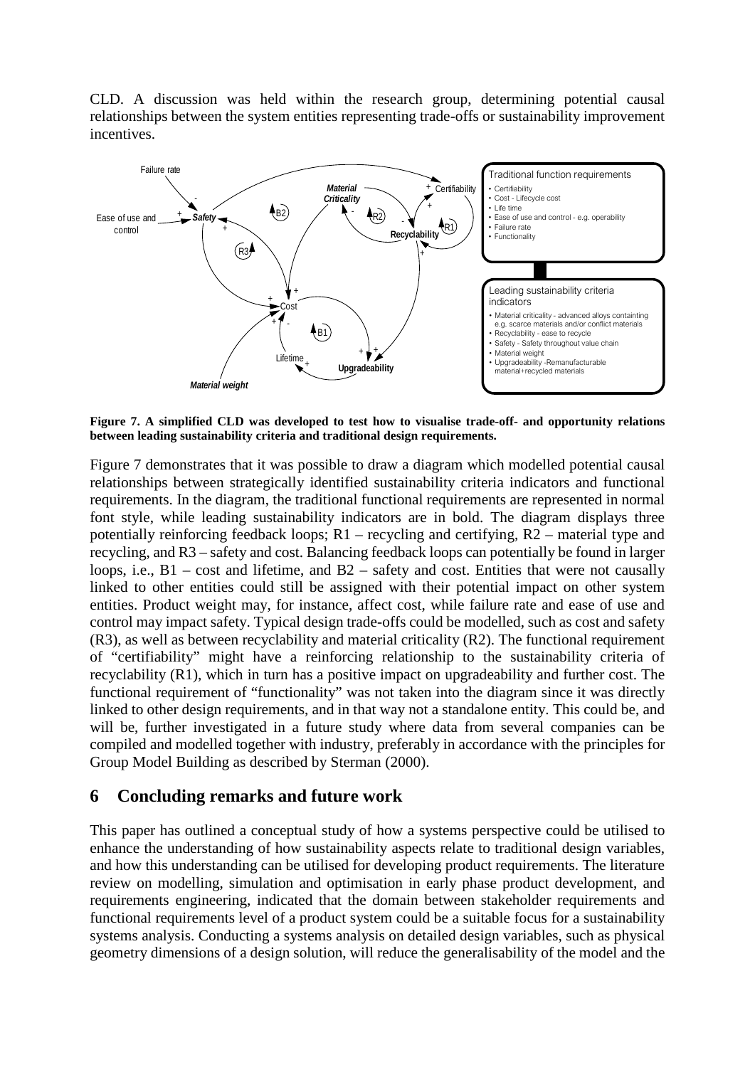CLD. A discussion was held within the research group, determining potential causal relationships between the system entities representing trade-offs or sustainability improvement incentives.

**Figure 7. A simplified CLD was developed to test how to visualise trade-off- and opportunity relations between leading sustainability criteria and traditional design requirements.**

Figure 7 demonstrates that it was possible to draw a diagram which modelled potential causal relationships between strategically identified sustainability criteria indicators and functional requirements. In the diagram, the traditional functional requirements are represented in normal font style, while leading sustainability indicators are in bold. The diagram displays three potentially reinforcing feedback loops; R1 – recycling and certifying, R2 – material type and recycling, and R3 – safety and cost. Balancing feedback loops can potentially be found in larger loops, i.e., B1 – cost and lifetime, and B2 – safety and cost. Entities that were not causally linked to other entities could still be assigned with their potential impact on other system entities. Product weight may, for instance, affect cost, while failure rate and ease of use and control may impact safety. Typical design trade-offs could be modelled, such as cost and safety (R3), as well as between recyclability and material criticality (R2). The functional requirement of "certifiability" might have a reinforcing relationship to the sustainability criteria of recyclability (R1), which in turn has a positive impact on upgradeability and further cost. The functional requirement of "functionality" was not taken into the diagram since it was directly linked to other design requirements, and in that way not a standalone entity. This could be, and will be, further investigated in a future study where data from several companies can be compiled and modelled together with industry, preferably in accordance with the principles for Group Model Building as described by Sterman (2000).

## 6 Concluding remarks and future work

This paper has outlined a conceptual study of how a systems perspective could be utilised to enhance the understanding of how sustainability aspects relate to traditional design variables, and how this understanding can be utilised for developing product requirements. The literature review on modelling, simulation and optimisation in early phase product development, and requirements engineering, indicated that the domain between stakeholder requirements and functional requirements level of a product system could be a suitable focus for a sustainability systems analysis. Conducting a systems analysis on detailed design variables, such as physical geometry dimensions of a design solution, will reduce the generalisability of the model and the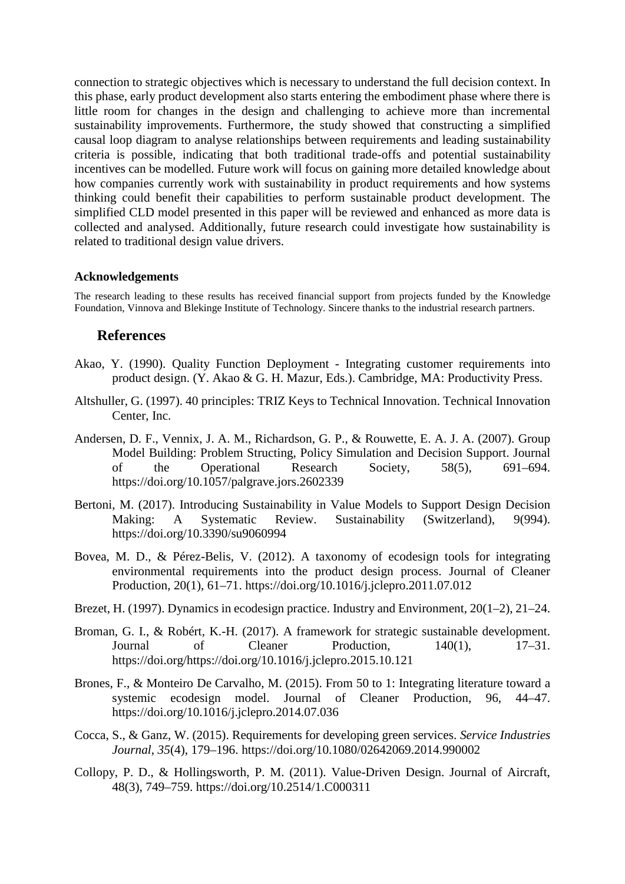connection to strategic objectives which is necessary to understand the full decision context. In this phase, early product development also starts entering the embodiment phase where there is little room for changes in the design and challenging to achieve more than incremental sustainability improvements. Furthermore, the study showed that constructing a simplified causal loop diagram to analyse relationships between requirements and leading sustainability criteria is possible, indicating that both traditional trade-offs and potential sustainability incentives can be modelled. Future work will focus on gaining more detailed knowledge about how companies currently work with sustainability in product requirements and how systems thinking could benefit their capabilities to perform sustainable product development. The simplified CLD model presented in this paper will be reviewed and enhanced as more data is collected and analysed. Additionally, future research could investigate how sustainability is related to traditional design value drivers.

**Acknowledgements**

The research leading to these results has received financial support from projects funded by the Knowledge Foundation, Vinnova and Blekinge Institute of Technology. Sincere thanks to the industrial research partners.

## References

Akao, Y. (1990). Quality Function Deployment - Integrating customer requirements into product design. (Y. Akao & G. H. Mazur, Eds.). Cambridge, MA: Productivity Press.

Altshuller, G. (1997). 40 principles: TRIZ Keys to Technical Innovation. Technical Innovation Center, Inc.

Andersen, D. F., Vennix, J. A. M., Richardson, G. P., & Rouwette, E. A. J. A. (2007). Group Model Building: Problem Structing, Policy Simulation and Decision Support. Journal of the Operational Research Society, 58(5), 691–694. https://doi.org/10.1057/palgrave.jors.2602339

Bertoni, M. (2017). Introducing Sustainability in Value Models to Support Design Decision Making: A Systematic Review. Sustainability (Switzerland), 9(994). https://doi.org/10.3390/su9060994

Bovea, M. D., & Pérez-Belis, V. (2012). A taxonomy of ecodesign tools for integrating environmental requirements into the product design process. Journal of Cleaner Production, 20(1), 61–71. https://doi.org/10.1016/j.jclepro.2011.07.012

Brezet, H. (1997). Dynamics in ecodesign practice. Industry and Environment, 20(1–2), 21–24.

Broman, G. I., & Robért, K.-H. (2017). A framework for strategic sustainable development. Journal of Cleaner Production, 140(1), 17–31. https://doi.org/https://doi.org/10.1016/j.jclepro.2015.10.121

Brones, F., & Monteiro De Carvalho, M. (2015). From 50 to 1: Integrating literature toward a systemic ecodesign model. Journal of Cleaner Production, 96, 44–47. https://doi.org/10.1016/j.jclepro.2014.07.036

Cocca, S., & Ganz, W. (2015). Requirements for developing green services. *Service Industries Journal*, *35*(4), 179–196. https://doi.org/10.1080/02642069.2014.990002

Collopy, P. D., & Hollingsworth, P. M. (2011). Value-Driven Design. Journal of Aircraft, 48(3), 749–759. https://doi.org/10.2514/1.C000311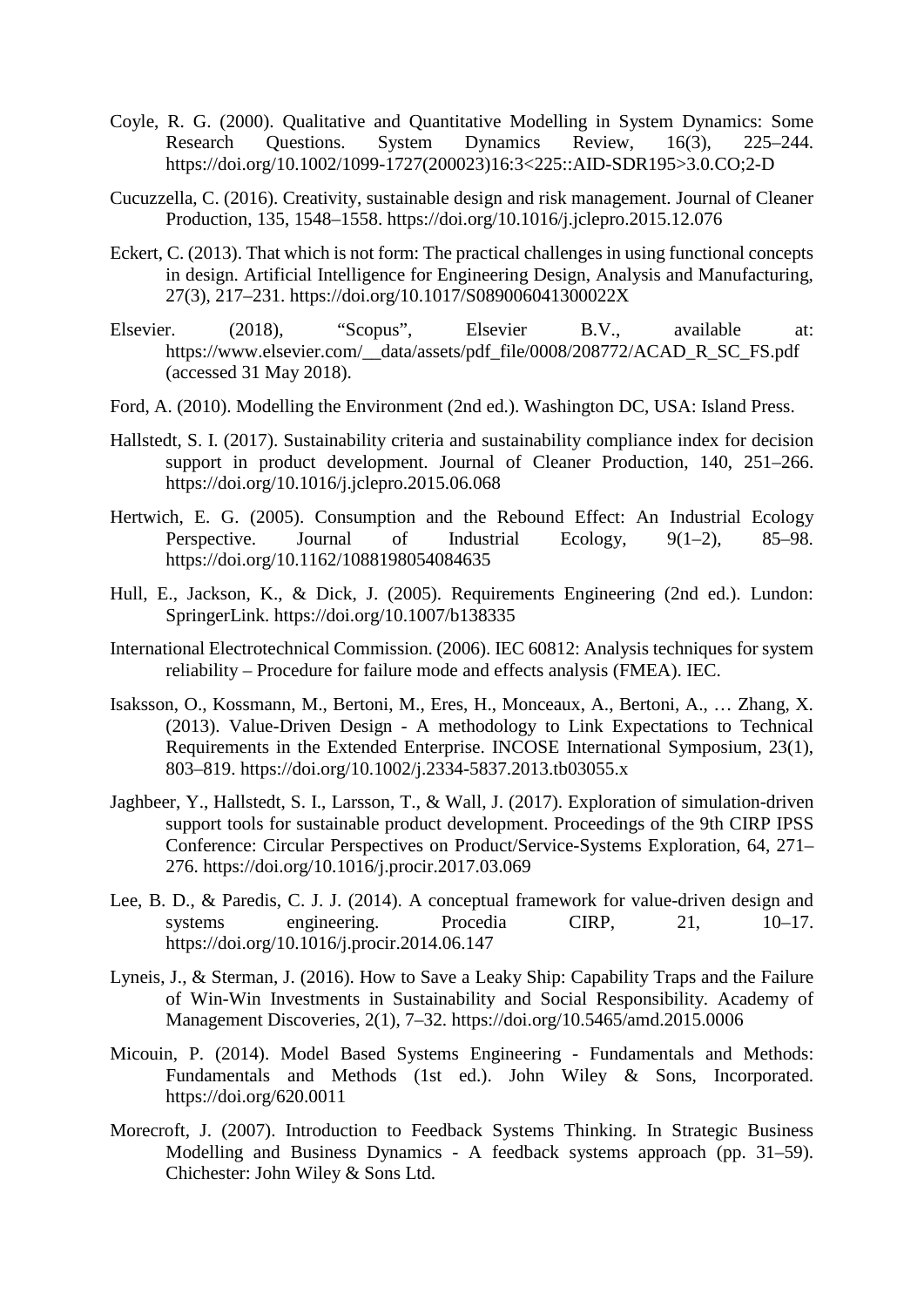Coyle, R. G. (2000). Qualitative and Quantitative Modelling in System Dynamics: Some Research Questions. System Dynamics Review, 16(3), 225–244. https://doi.org/10.1002/1099-1727(200023)16:3<225::AID-SDR195>3.0.CO;2-D

Cucuzzella, C. (2016). Creativity, sustainable design and risk management. Journal of Cleaner Production, 135, 1548–1558. https://doi.org/10.1016/j.jclepro.2015.12.076

Eckert, C. (2013). That which is not form: The practical challenges in using functional concepts in design. Artificial Intelligence for Engineering Design, Analysis and Manufacturing, 27(3), 217–231. https://doi.org/10.1017/S089006041300022X

Elsevier. (2018), "Scopus", Elsevier B.V., available at: https://www.elsevier.com/__data/assets/pdf_file/0008/208772/ACAD_R_SC_FS.pdf (accessed 31 May 2018).

Ford, A. (2010). Modelling the Environment (2nd ed.). Washington DC, USA: Island Press.

Hallstedt, S. I. (2017). Sustainability criteria and sustainability compliance index for decision support in product development. Journal of Cleaner Production, 140, 251–266. https://doi.org/10.1016/j.jclepro.2015.06.068

Hertwich, E. G. (2005). Consumption and the Rebound Effect: An Industrial Ecology Perspective. Journal of Industrial Ecology, 9(1–2), 85–98. https://doi.org/10.1162/1088198054084635

Hull, E., Jackson, K., & Dick, J. (2005). Requirements Engineering (2nd ed.). Lundon: SpringerLink. https://doi.org/10.1007/b138335

International Electrotechnical Commission. (2006). IEC 60812: Analysis techniques for system reliability – Procedure for failure mode and effects analysis (FMEA). IEC.

Isaksson, O., Kossmann, M., Bertoni, M., Eres, H., Monceaux, A., Bertoni, A., … Zhang, X. (2013). Value-Driven Design - A methodology to Link Expectations to Technical Requirements in the Extended Enterprise. INCOSE International Symposium, 23(1), 803–819. https://doi.org/10.1002/j.2334-5837.2013.tb03055.x

Jaghbeer, Y., Hallstedt, S. I., Larsson, T., & Wall, J. (2017). Exploration of simulation-driven support tools for sustainable product development. Proceedings of the 9th CIRP IPSS Conference: Circular Perspectives on Product/Service-Systems Exploration, 64, 271–276. https://doi.org/10.1016/j.procir.2017.03.069

Lee, B. D., & Paredis, C. J. J. (2014). A conceptual framework for value-driven design and systems engineering. Procedia CIRP, 21, 10–17. https://doi.org/10.1016/j.procir.2014.06.147

Lyneis, J., & Sterman, J. (2016). How to Save a Leaky Ship: Capability Traps and the Failure of Win-Win Investments in Sustainability and Social Responsibility. Academy of Management Discoveries, 2(1), 7–32. https://doi.org/10.5465/amd.2015.0006

Micouin, P. (2014). Model Based Systems Engineering - Fundamentals and Methods: Fundamentals and Methods (1st ed.). John Wiley & Sons, Incorporated. https://doi.org/620.0011

Morecroft, J. (2007). Introduction to Feedback Systems Thinking. In Strategic Business Modelling and Business Dynamics - A feedback systems approach (pp. 31–59). Chichester: John Wiley & Sons Ltd.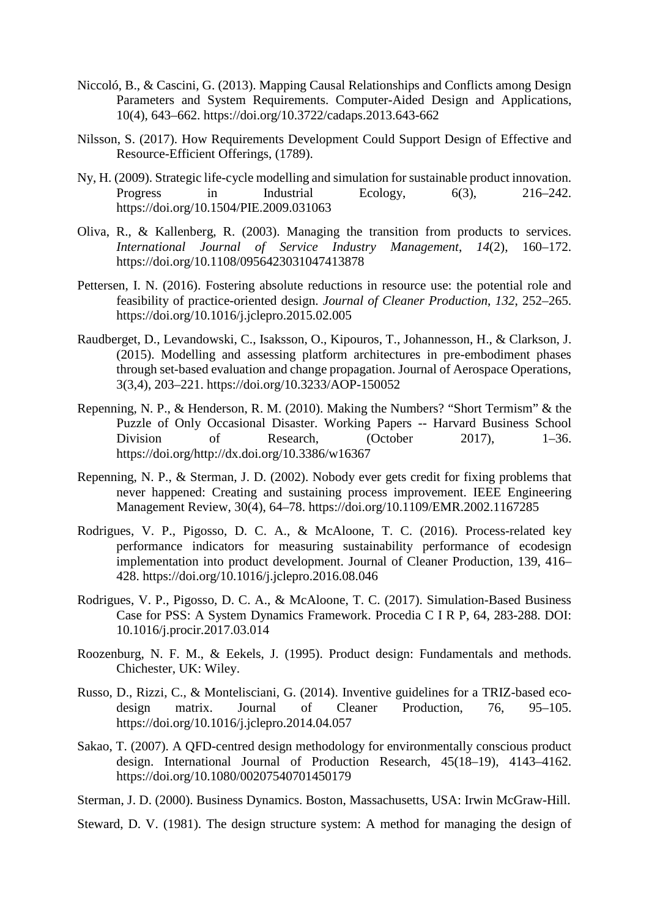Niccoló, B., & Cascini, G. (2013). Mapping Causal Relationships and Conflicts among Design Parameters and System Requirements. Computer-Aided Design and Applications, 10(4), 643–662. https://doi.org/10.3722/cadaps.2013.643-662

Nilsson, S. (2017). How Requirements Development Could Support Design of Effective and Resource-Efficient Offerings, (1789).

Ny, H. (2009). Strategic life-cycle modelling and simulation for sustainable product innovation. Progress in Industrial Ecology, 6(3), 216–242. https://doi.org/10.1504/PIE.2009.031063

Oliva, R., & Kallenberg, R. (2003). Managing the transition from products to services. *International Journal of Service Industry Management*, *14*(2), 160–172. https://doi.org/10.1108/09564230310474138

Pettersen, I. N. (2016). Fostering absolute reductions in resource use: the potential role and feasibility of practice-oriented design. *Journal of Cleaner Production*, *132*, 252–265. https://doi.org/10.1016/j.jclepro.2015.02.005

Raudberget, D., Levandowski, C., Isaksson, O., Kipouros, T., Johannesson, H., & Clarkson, J. (2015). Modelling and assessing platform architectures in pre-embodiment phases through set-based evaluation and change propagation. Journal of Aerospace Operations, 3(3,4), 203–221. https://doi.org/10.3233/AOP-150052

Repenning, N. P., & Henderson, R. M. (2010). Making the Numbers? "Short Termism" & the Puzzle of Only Occasional Disaster. Working Papers -- Harvard Business School Division of Research, (October 2017), 1–36. https://doi.org/http://dx.doi.org/10.3386/w16367

Repenning, N. P., & Sterman, J. D. (2002). Nobody ever gets credit for fixing problems that never happened: Creating and sustaining process improvement. IEEE Engineering Management Review, 30(4), 64–78. https://doi.org/10.1109/EMR.2002.1167285

Rodrigues, V. P., Pigosso, D. C. A., & McAloone, T. C. (2016). Process-related key performance indicators for measuring sustainability performance of ecodesign implementation into product development. Journal of Cleaner Production, 139, 416–428. https://doi.org/10.1016/j.jclepro.2016.08.046

Rodrigues, V. P., Pigosso, D. C. A., & McAloone, T. C. (2017). Simulation-Based Business Case for PSS: A System Dynamics Framework. Procedia C I R P, 64, 283-288. DOI: 10.1016/j.procir.2017.03.014

Roozenburg, N. F. M., & Eekels, J. (1995). Product design: Fundamentals and methods. Chichester, UK: Wiley.

Russo, D., Rizzi, C., & Montelisciani, G. (2014). Inventive guidelines for a TRIZ-based eco-design matrix. Journal of Cleaner Production, 76, 95–105. https://doi.org/10.1016/j.jclepro.2014.04.057

Sakao, T. (2007). A QFD-centred design methodology for environmentally conscious product design. International Journal of Production Research, 45(18–19), 4143–4162. https://doi.org/10.1080/00207540701450179

Sterman, J. D. (2000). Business Dynamics. Boston, Massachusetts, USA: Irwin McGraw-Hill.

Steward, D. V. (1981). The design structure system: A method for managing the design of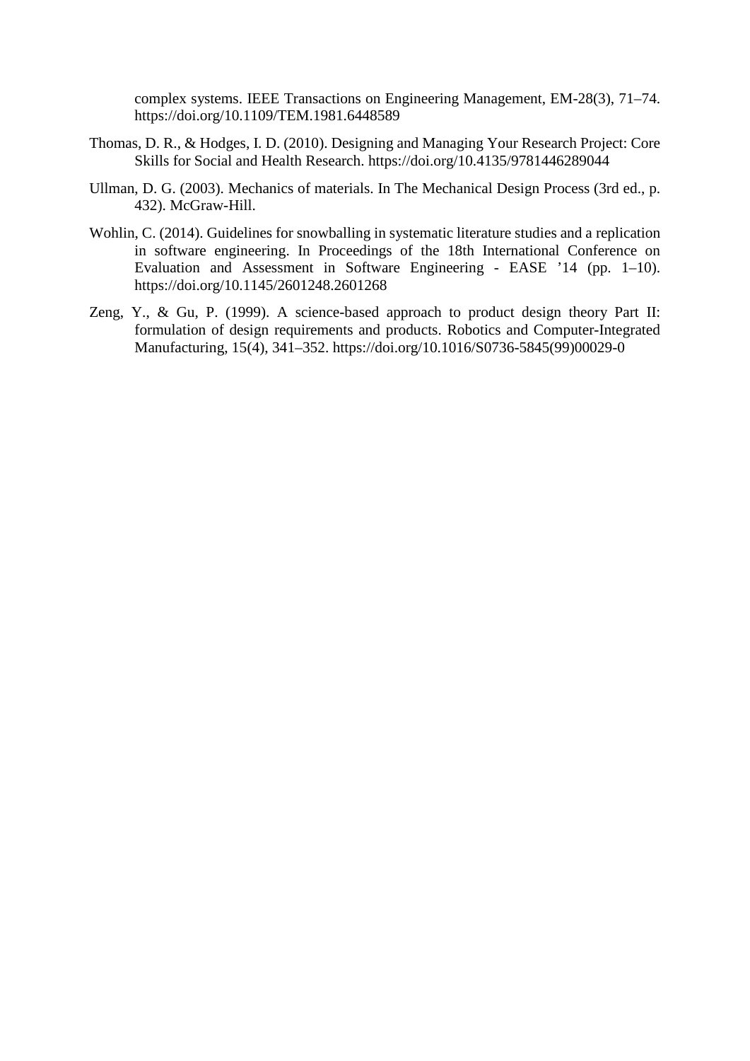complex systems. IEEE Transactions on Engineering Management, EM-28(3), 71–74. https://doi.org/10.1109/TEM.1981.6448589

Thomas, D. R., & Hodges, I. D. (2010). Designing and Managing Your Research Project: Core Skills for Social and Health Research. https://doi.org/10.4135/9781446289044

Ullman, D. G. (2003). Mechanics of materials. In The Mechanical Design Process (3rd ed., p. 432). McGraw-Hill.

Wohlin, C. (2014). Guidelines for snowballing in systematic literature studies and a replication in software engineering. In Proceedings of the 18th International Conference on Evaluation and Assessment in Software Engineering - EASE '14 (pp. 1–10). https://doi.org/10.1145/2601248.2601268

Zeng, Y., & Gu, P. (1999). A science-based approach to product design theory Part II: formulation of design requirements and products. Robotics and Computer-Integrated Manufacturing, 15(4), 341–352. https://doi.org/10.1016/S0736-5845(99)00029-0